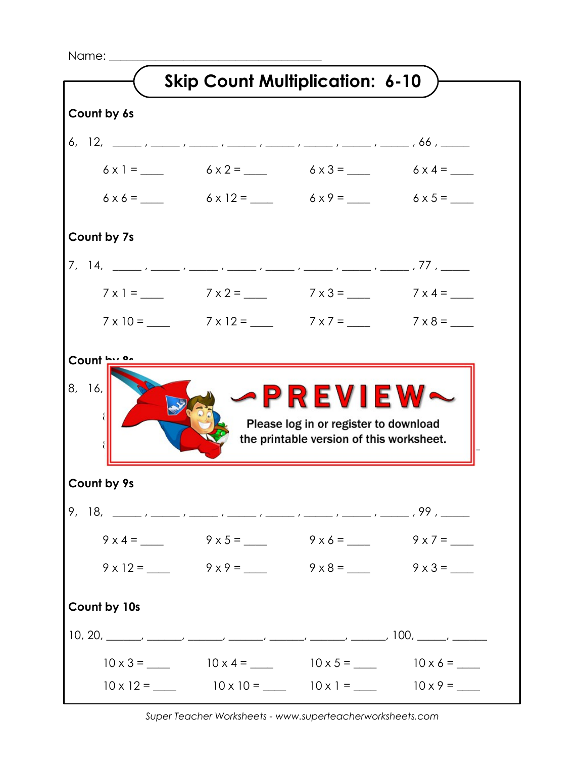Name: ___________________________________

# Skip Count Multiplication: 6-10

**Count by 6s**

6, 12, _____ , _____ , _____ , _____ , _____ , _____ , _____ , _____ , 66 , _____

6 x 1 = ____ 6 x 2 = ____ 6 x 3 = ____ 6 x 4 = ____

6 x 6 = ____ 6 x 12 = ____ 6 x 9 = ____ 6 x 5 = ____

**Count by 7s**

7, 14, _____ , _____ , _____ , _____ , _____ , _____ , _____ , _____ , 77 , _____

7 x 1 = ____ 7 x 2 = ____ 7 x 3 = ____ 7 x 4 = ____

7 x 10 = ____ 7 x 12 = ____ 7 x 7 = ____ 7 x 8 = ____

**Count by 8s**

8, 16,

~PREVIEW~

Please log in or register to download the printable version of this worksheet.

**Count by 9s**

9, 18, _____ , _____ , _____ , _____ , _____ , _____ , _____ , _____ , 99 , _____

9 x 4 = ____ 9 x 5 = ____ 9 x 6 = ____ 9 x 7 = ____

9 x 12 = ____ 9 x 9 = ____ 9 x 8 = ____ 9 x 3 = ____

**Count by 10s**

10, 20, ______, ______, ______, ______, ______, ______, ______, 100, _____, ______

10 x 3 = ____ 10 x 4 = ____ 10 x 5 = ____ 10 x 6 = ____

10 x 12 = ____ 10 x 10 = ____ 10 x 1 = ____ 10 x 9 = ____

*Super Teacher Worksheets - www.superteacherworksheets.com*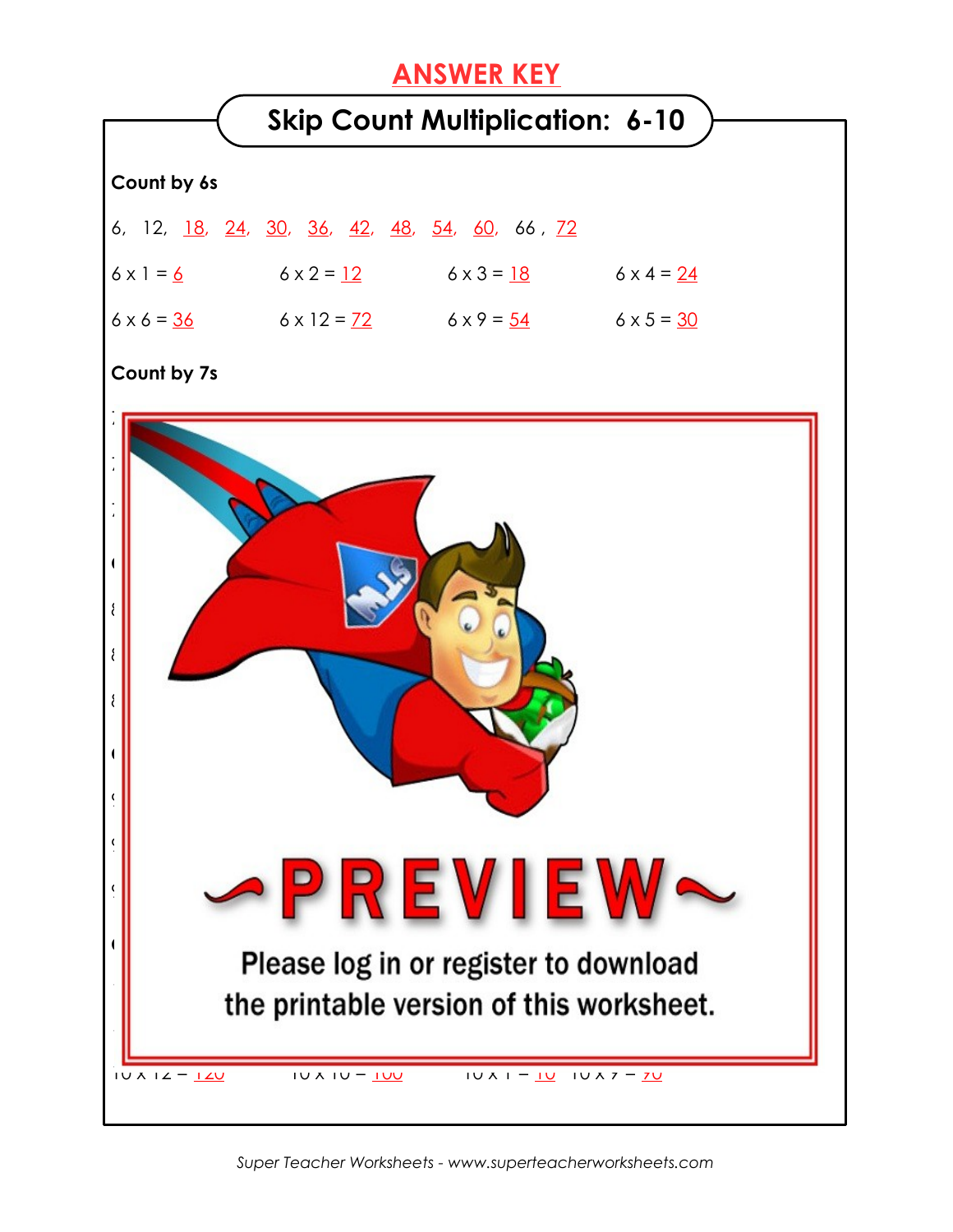**ANSWER KEY**

# Skip Count Multiplication: 6-10

**Count by 6s**

6, 12, 18, 24, 30, 36, 42, 48, 54, 60, 66 , 72

| | | | |
|---|---|---|---|
| 6 x 1 = 6 | 6 x 2 = 12 | 6 x 3 = 18 | 6 x 4 = 24 |
| 6 x 6 = 36 | 6 x 12 = 72 | 6 x 9 = 54 | 6 x 5 = 30 |

**Count by 7s**

~PREVIEW~

Please log in or register to download the printable version of this worksheet.

| | | | |
|---|---|---|---|
| 10 x 12 = 120 | 10 x 10 = 100 | 10 x 1 = 10 | 10 x 9 = 90 |